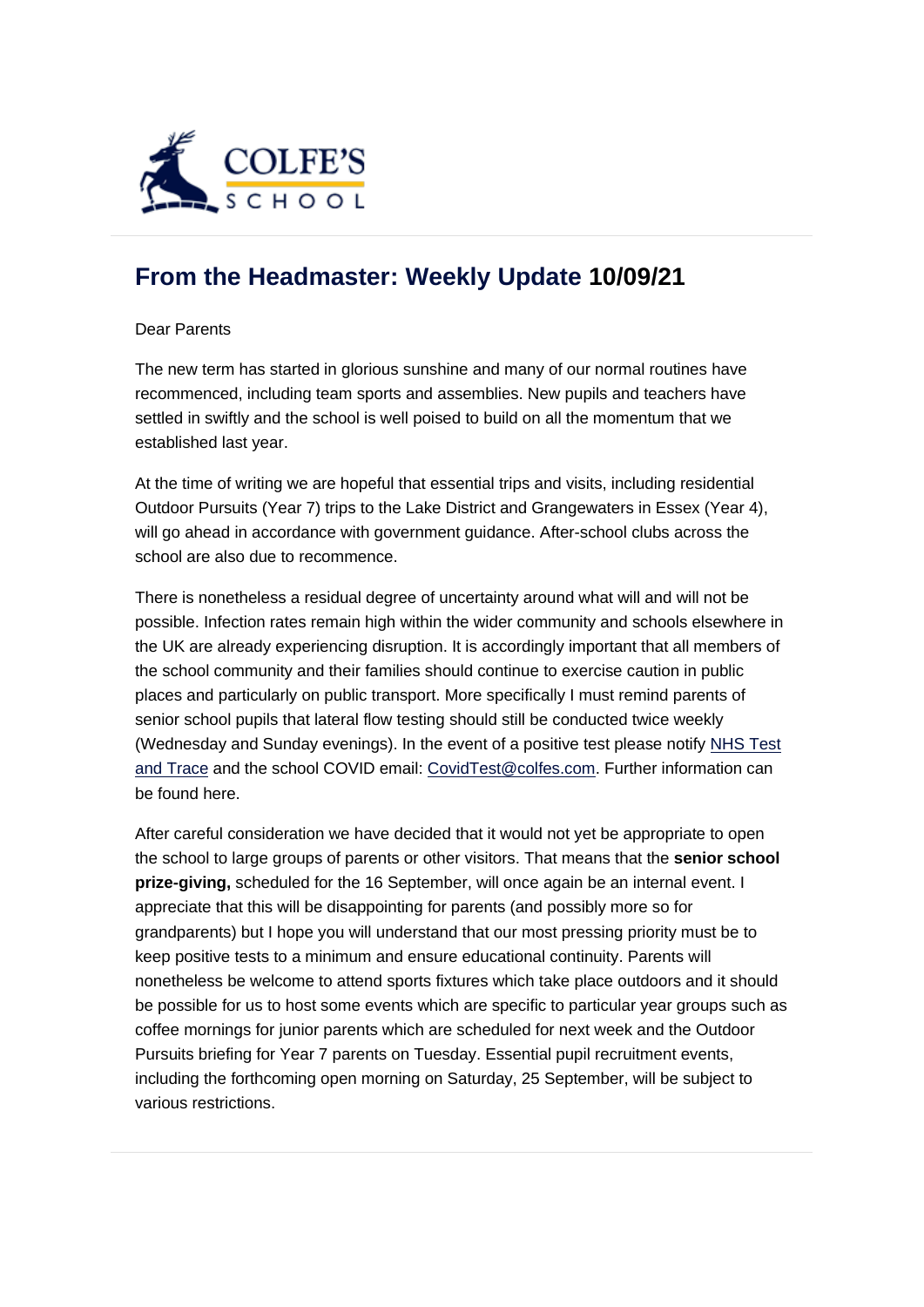## From the Headmaster: Weekly Update 10/09/21

Dear Parents

The new term has started in glorious sunshine and many of our normal routines have recommenced, including team sports and assemblies. New pupils and teachers have settled in swiftly and the school is well poised to build on all the momentum that we established last year.

At the time of writing we are hopeful that essential trips and visits, including residential Outdoor Pursuits (Year 7) trips to the Lake District and Grangewaters in Essex (Year 4), will go ahead in accordance with government guidance. After-school clubs across the school are also due to recommence.

There is nonetheless a residual degree of uncertainty around what will and will not be possible. Infection rates remain high within the wider community and schools elsewhere in the UK are already experiencing disruption. It is accordingly important that all members of the school community and their families should continue to exercise caution in public places and particularly on public transport. More specifically I must remind parents of senior school pupils that lateral flow testing should still be conducted twice weekly (Wednesday and Sunday evenings). In the event of a positive test please notify NHS Test and Trace and the school COVID email: CovidTest@colfes.com. Further information can be found here.

After careful consideration we have decided that it would not yet be appropriate to open the school to large groups of parents or other visitors. That means that the **senior school prize-giving,** scheduled for the 16 September, will once again be an internal event. I appreciate that this will be disappointing for parents (and possibly more so for grandparents) but I hope you will understand that our most pressing priority must be to keep positive tests to a minimum and ensure educational continuity. Parents will nonetheless be welcome to attend sports fixtures which take place outdoors and it should be possible for us to host some events which are specific to particular year groups such as coffee mornings for junior parents which are scheduled for next week and the Outdoor Pursuits briefing for Year 7 parents on Tuesday. Essential pupil recruitment events, including the forthcoming open morning on Saturday, 25 September, will be subject to various restrictions.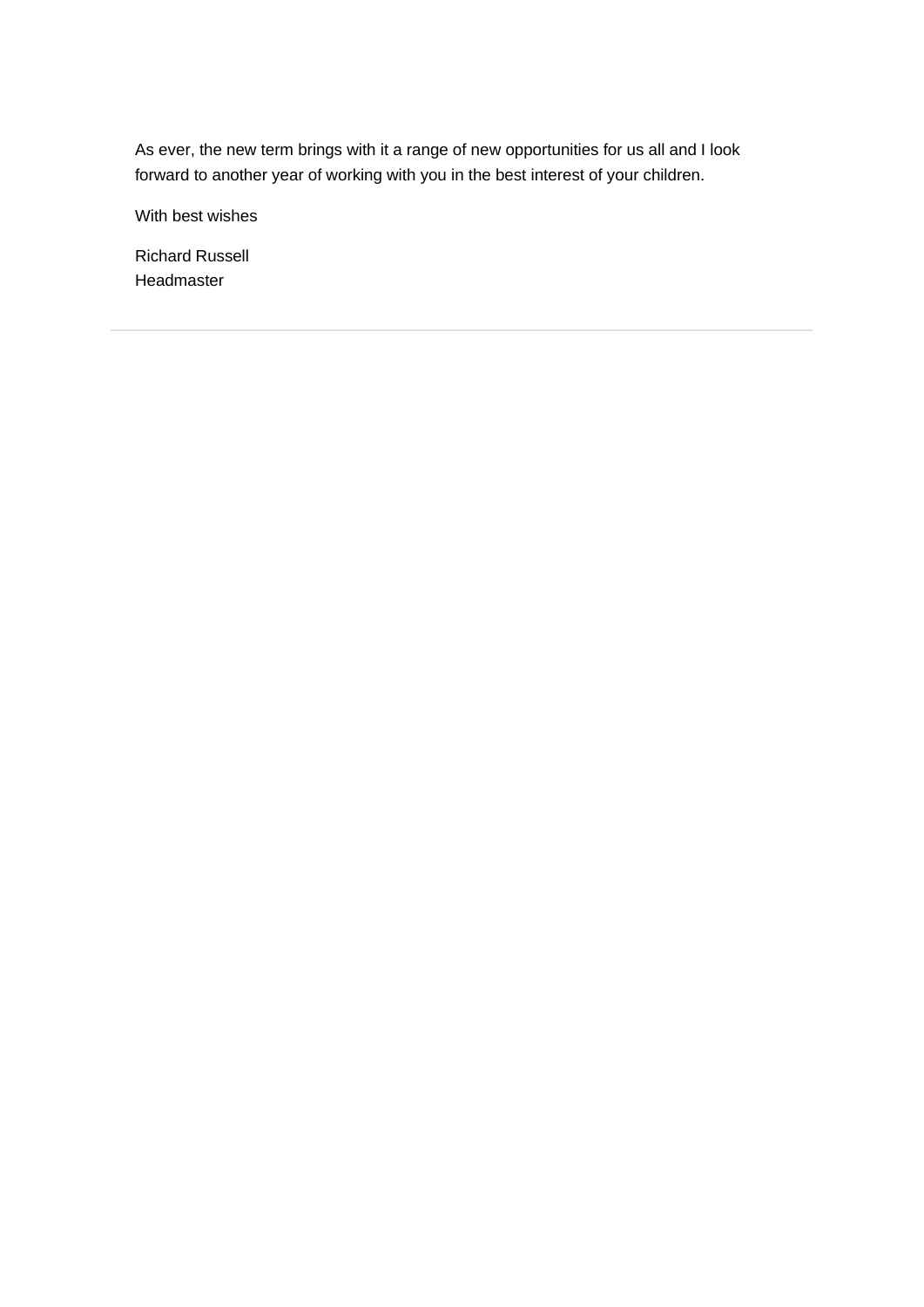As ever, the new term brings with it a range of new opportunities for us all and I look forward to another year of working with you in the best interest of your children.

With best wishes

Richard Russell  
Headmaster

---